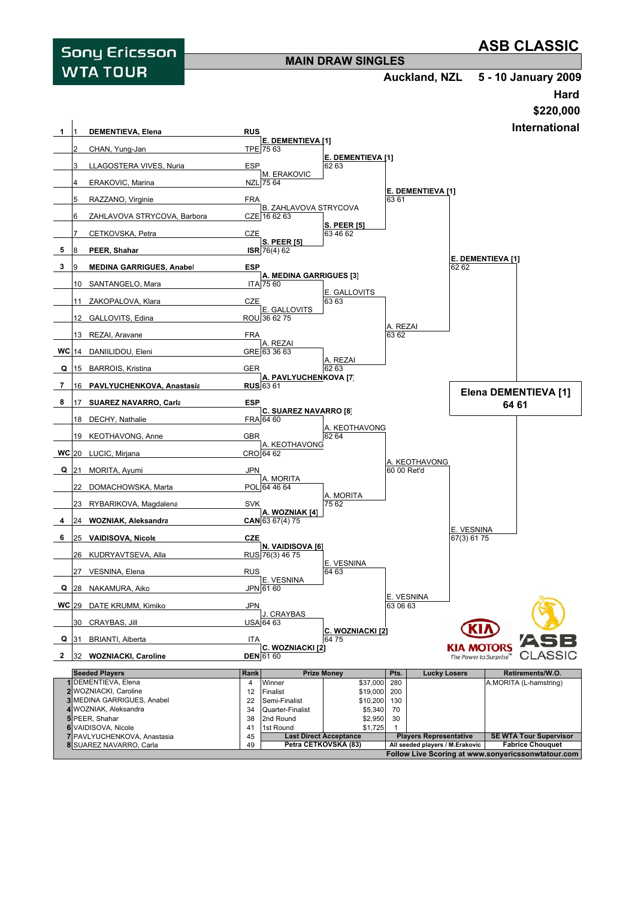# ASB CLASSIC

Sony Ericsson WTA TOUR

## MAIN DRAW SINGLES

**Auckland, NZL** — **5 - 10 January 2009**

**Hard**

**$220,000**

**International**

| Seed | # | Player | Nat | Round 1 | Round 2 | Quarterfinals | Semifinals | Final |
|---|---|---|---|---|---|---|---|---|
| 1 | 1 | **DEMENTIEVA, Elena** | RUS | **E. DEMENTIEVA [1]** | | | | |
| | 2 | CHAN, Yung-Jan | TPE | 75 63 | **E. DEMENTIEVA [1]** | | | |
| | 3 | LLAGOSTERA VIVES, Nuria | ESP | M. ERAKOVIC | 62 63 | | | |
| | 4 | ERAKOVIC, Marina | NZL | 75 64 | | **E. DEMENTIEVA [1]** | | |
| | 5 | RAZZANO, Virginie | FRA | B. ZAHLAVOVA STRYCOVA | | 63 61 | | |
| | 6 | ZAHLAVOVA STRYCOVA, Barbora | CZE | 16 62 63 | **S. PEER [5]** | | | |
| | 7 | CETKOVSKA, Petra | CZE | **S. PEER [5]** | 63 46 62 | | | |
| 5 | 8 | **PEER, Shahar** | ISR | 76(4) 62 | | | **E. DEMENTIEVA [1]** | |
| 3 | 9 | **MEDINA GARRIGUES, Anabel** | ESP | **A. MEDINA GARRIGUES [3]** | | | 62 62 | |
| | 10 | SANTANGELO, Mara | ITA | 75 60 | E. GALLOVITS | | | |
| | 11 | ZAKOPALOVA, Klara | CZE | E. GALLOVITS | 63 63 | | | |
| | 12 | GALLOVITS, Edina | ROU | 36 62 75 | | A. REZAI | | |
| | 13 | REZAI, Aravane | FRA | A. REZAI | | 63 62 | | |
| WC | 14 | DANIILIDOU, Eleni | GRE | 63 36 63 | A. REZAI | | | |
| Q | 15 | BARROIS, Kristina | GER | **A. PAVLYUCHENKOVA [7]** | 62 63 | | | |
| 7 | 16 | **PAVLYUCHENKOVA, Anastasia** | RUS | 63 61 | | | | **Elena DEMENTIEVA [1]** 64 61 |
| 8 | 17 | **SUAREZ NAVARRO, Carla** | ESP | **C. SUAREZ NAVARRO [8]** | | | | |
| | 18 | DECHY, Nathalie | FRA | 64 60 | A. KEOTHAVONG | | | |
| | 19 | KEOTHAVONG, Anne | GBR | A. KEOTHAVONG | 62 64 | | | |
| WC | 20 | LUCIC, Mirjana | CRO | 64 62 | | A. KEOTHAVONG | | |
| Q | 21 | MORITA, Ayumi | JPN | A. MORITA | | 60 00 Ret'd | | |
| | 22 | DOMACHOWSKA, Marta | POL | 64 46 64 | A. MORITA | | | |
| | 23 | RYBARIKOVA, Magdalena | SVK | **A. WOZNIAK [4]** | 75 62 | | | |
| 4 | 24 | **WOZNIAK, Aleksandra** | CAN | 63 67(4) 75 | | | E. VESNINA | |
| 6 | 25 | **VAIDISOVA, Nicole** | CZE | **N. VAIDISOVA [6]** | | | 67(3) 61 75 | |
| | 26 | KUDRYAVTSEVA, Alla | RUS | 76(3) 46 75 | E. VESNINA | | | |
| | 27 | VESNINA, Elena | RUS | E. VESNINA | 64 63 | | | |
| Q | 28 | NAKAMURA, Aiko | JPN | 61 60 | | E. VESNINA | | |
| WC | 29 | DATE KRUMM, Kimiko | JPN | J. CRAYBAS | | 63 06 63 | | |
| | 30 | CRAYBAS, Jill | USA | 64 63 | **C. WOZNIACKI [2]** | | | |
| Q | 31 | BRIANTI, Alberta | ITA | **C. WOZNIACKI [2]** | 64 75 | | | |
| 2 | 32 | **WOZNIACKI, Caroline** | DEN | 61 60 | | | | |

KIA MOTORS The Power to Surprise™ — ASB CLASSIC

| Seeded Players | Rank | Prize Money | | Pts. | Lucky Losers | Retirements/W.O. |
|---|---|---|---|---|---|---|
| 1 DEMENTIEVA, Elena | 4 | Winner | $37,000 | 280 | | A.MORITA (L-hamstring) |
| 2 WOZNIACKI, Caroline | 12 | Finalist | $19,000 | 200 | | |
| 3 MEDINA GARRIGUES, Anabel | 22 | Semi-Finalist | $10,200 | 130 | | |
| 4 WOZNIAK, Aleksandra | 34 | Quarter-Finalist | $5,340 | 70 | | |
| 5 PEER, Shahar | 38 | 2nd Round | $2,950 | 30 | | |
| 6 VAIDISOVA, Nicole | 41 | 1st Round | $1,725 | 1 | | |
| 7 PAVLYUCHENKOVA, Anastasia | 45 | **Last Direct Acceptance** | | **Players Representative** | | **SE WTA Tour Supervisor** |
| 8 SUAREZ NAVARRO, Carla | 49 | **Petra CETKOVSKA (83)** | | **All seeded players / M.Erakovic** | | **Fabrice Chouquet** |

**Follow Live Scoring at www.sonyericssonwtatour.com**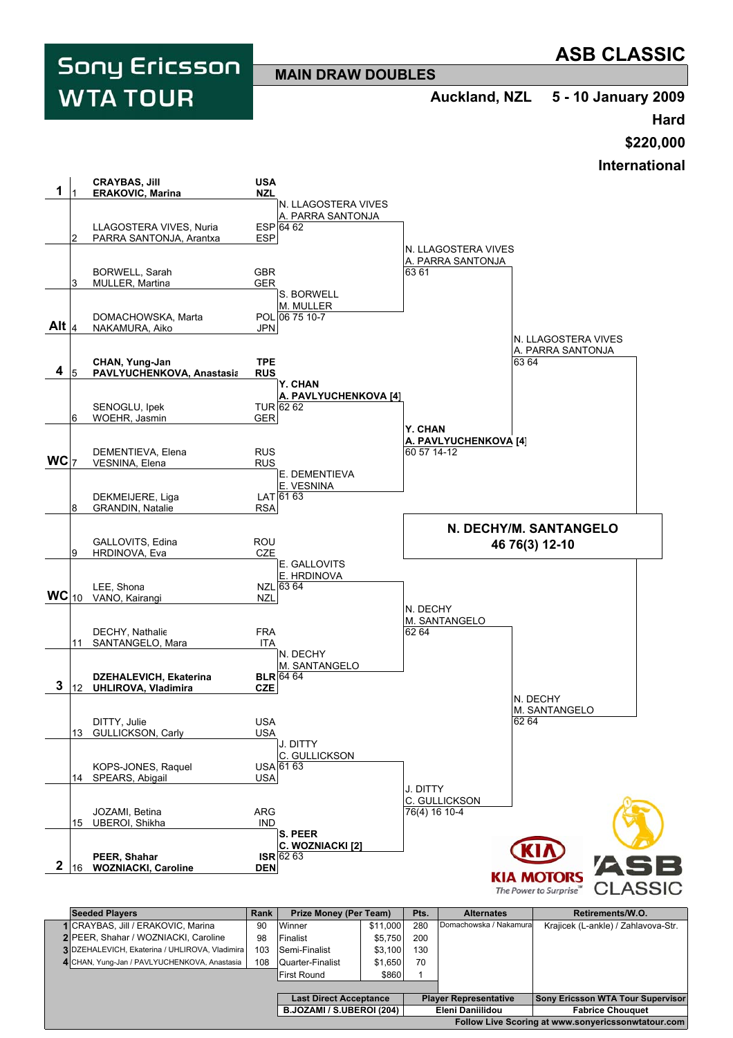# ASB CLASSIC

**Sony Ericsson WTA TOUR**

## MAIN DRAW DOUBLES

**Auckland, NZL** **5 - 10 January 2009**

**Hard**

**$220,000**

**International**

### First Round

| Seed | # | Players | Country |
|---|---|---|---|
| 1 | 1 | **CRAYBAS, Jill** / **ERAKOVIC, Marina** | **USA** / **NZL** |
| | 2 | LLAGOSTERA VIVES, Nuria / PARRA SANTONJA, Arantxa | ESP / ESP |
| | 3 | BORWELL, Sarah / MULLER, Martina | GBR / GER |
| Alt | 4 | DOMACHOWSKA, Marta / NAKAMURA, Aiko | POL / JPN |
| 4 | 5 | **CHAN, Yung-Jan** / **PAVLYUCHENKOVA, Anastasia** | **TPE** / **RUS** |
| | 6 | SENOGLU, Ipek / WOEHR, Jasmin | TUR / GER |
| WC | 7 | DEMENTIEVA, Elena / VESNINA, Elena | RUS / RUS |
| | 8 | DEKMEIJERE, Liga / GRANDIN, Natalie | LAT / RSA |
| | 9 | GALLOVITS, Edina / HRDINOVA, Eva | ROU / CZE |
| WC | 10 | LEE, Shona / VANO, Kairangi | NZL / NZL |
| | 11 | DECHY, Nathalie / SANTANGELO, Mara | FRA / ITA |
| 3 | 12 | **DZEHALEVICH, Ekaterina** / **UHLIROVA, Vladimira** | **BLR** / **CZE** |
| | 13 | DITTY, Julie / GULLICKSON, Carly | USA / USA |
| | 14 | KOPS-JONES, Raquel / SPEARS, Abigail | USA / USA |
| | 15 | JOZAMI, Betina / UBEROI, Shikha | ARG / IND |
| 2 | 16 | **PEER, Shahar** / **WOZNIACKI, Caroline** | **ISR** / **DEN** |

### Second Round

- N. LLAGOSTERA VIVES / A. PARRA SANTONJA 64 62
- S. BORWELL / M. MULLER 06 75 10-7
- **Y. CHAN / A. PAVLYUCHENKOVA [4]** 62 62
- E. DEMENTIEVA / E. VESNINA 61 63
- E. GALLOVITS / E. HRDINOVA 63 64
- N. DECHY / M. SANTANGELO 64 64
- J. DITTY / C. GULLICKSON 61 63
- **S. PEER / C. WOZNIACKI [2]** 62 63

### Quarterfinals

- N. LLAGOSTERA VIVES / A. PARRA SANTONJA 63 61
- **Y. CHAN / A. PAVLYUCHENKOVA [4]** 60 57 14-12
- N. DECHY / M. SANTANGELO 62 64
- J. DITTY / C. GULLICKSON 76(4) 16 10-4

### Semifinals

- N. LLAGOSTERA VIVES / A. PARRA SANTONJA 63 64
- N. DECHY / M. SANTANGELO 62 64

### Winner

**N. DECHY/M. SANTANGELO**
**46 76(3) 12-10**

| | Seeded Players | Rank | Prize Money (Per Team) | | Pts. | Alternates | Retirements/W.O. |
|---|---|---|---|---|---|---|---|
| 1 | CRAYBAS, Jill / ERAKOVIC, Marina | 90 | Winner | $11,000 | 280 | Domachowska / Nakamura | Krajicek (L-ankle) / Zahlavova-Str. |
| 2 | PEER, Shahar / WOZNIACKI, Caroline | 98 | Finalist | $5,750 | 200 | | |
| 3 | DZEHALEVICH, Ekaterina / UHLIROVA, Vladimira | 103 | Semi-Finalist | $3,100 | 130 | | |
| 4 | CHAN, Yung-Jan / PAVLYUCHENKOVA, Anastasia | 108 | Quarter-Finalist | $1,650 | 70 | | |
| | | | First Round | $860 | 1 | | |

| Last Direct Acceptance | Player Representative | Sony Ericsson WTA Tour Supervisor |
|---|---|---|
| B.JOZAMI / S.UBEROI (204) | Eleni Daniilidou | Fabrice Chouquet |

Follow Live Scoring at www.sonyericssonwtatour.com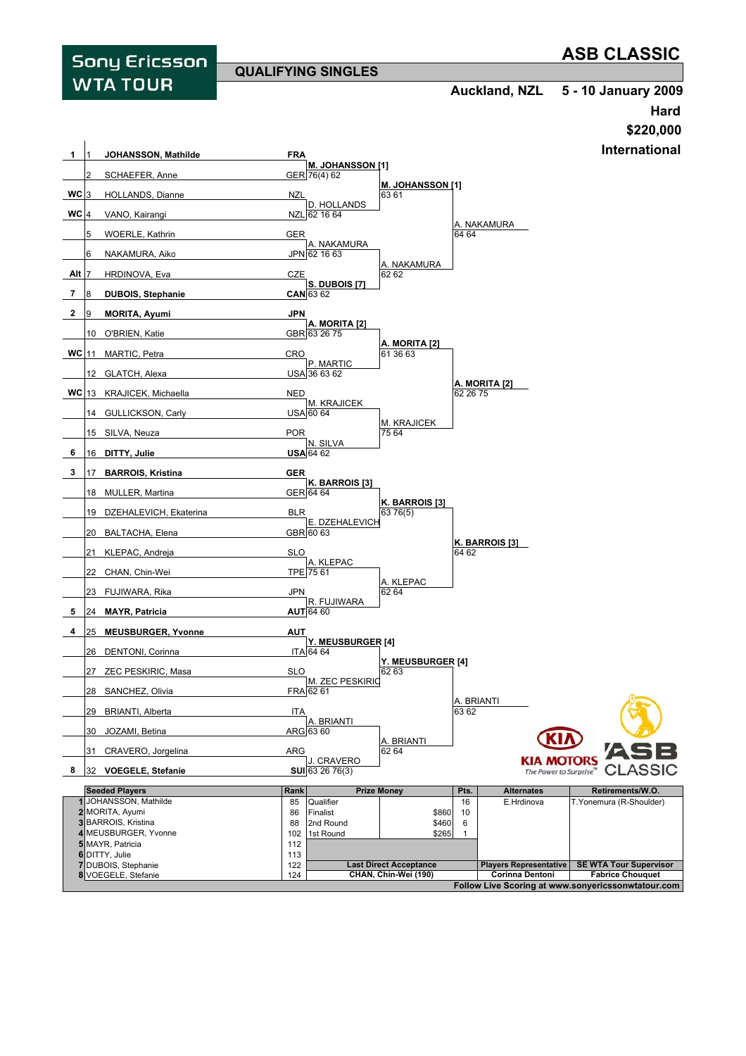# ASB CLASSIC

Sony Ericsson WTA TOUR

## QUALIFYING SINGLES

**Auckland, NZL** **5 - 10 January 2009**

**Hard**

**$220,000**

**International**

| Seed | # | Player | Nat | Round 1 | Round 2 | Qualifier |
|---|---|---|---|---|---|---|
| 1 | 1 | **JOHANSSON, Mathilde** | **FRA** | **M. JOHANSSON [1]** 76(4) 62 | **M. JOHANSSON [1]** 63 61 | A. NAKAMURA 64 64 |
| | 2 | SCHAEFER, Anne | GER | | | |
| WC | 3 | HOLLANDS, Dianne | NZL | D. HOLLANDS 62 16 64 | | |
| WC | 4 | VANO, Kairangi | NZL | | | |
| | 5 | WOERLE, Kathrin | GER | A. NAKAMURA 62 16 63 | A. NAKAMURA 62 62 | |
| | 6 | NAKAMURA, Aiko | JPN | | | |
| Alt | 7 | HRDINOVA, Eva | CZE | **S. DUBOIS [7]** 63 62 | | |
| 7 | 8 | **DUBOIS, Stephanie** | **CAN** | | | |
| 2 | 9 | **MORITA, Ayumi** | **JPN** | **A. MORITA [2]** 63 26 75 | **A. MORITA [2]** 61 36 63 | **A. MORITA [2]** 62 26 75 |
| | 10 | O'BRIEN, Katie | GBR | | | |
| WC | 11 | MARTIC, Petra | CRO | P. MARTIC 36 63 62 | | |
| | 12 | GLATCH, Alexa | USA | | | |
| WC | 13 | KRAJICEK, Michaella | NED | M. KRAJICEK 60 64 | M. KRAJICEK 75 64 | |
| | 14 | GULLICKSON, Carly | USA | | | |
| | 15 | SILVA, Neuza | POR | N. SILVA 64 62 | | |
| 6 | 16 | **DITTY, Julie** | **USA** | | | |
| 3 | 17 | **BARROIS, Kristina** | **GER** | **K. BARROIS [3]** 64 64 | **K. BARROIS [3]** 63 76(5) | **K. BARROIS [3]** 64 62 |
| | 18 | MULLER, Martina | GER | | | |
| | 19 | DZEHALEVICH, Ekaterina | BLR | E. DZEHALEVICH 60 63 | | |
| | 20 | BALTACHA, Elena | GBR | | | |
| | 21 | KLEPAC, Andreja | SLO | A. KLEPAC 75 61 | A. KLEPAC 62 64 | |
| | 22 | CHAN, Chin-Wei | TPE | | | |
| | 23 | FUJIWARA, Rika | JPN | R. FUJIWARA 64 60 | | |
| 5 | 24 | **MAYR, Patricia** | **AUT** | | | |
| 4 | 25 | **MEUSBURGER, Yvonne** | **AUT** | **Y. MEUSBURGER [4]** 64 64 | **Y. MEUSBURGER [4]** 62 63 | A. BRIANTI 63 62 |
| | 26 | DENTONI, Corinna | ITA | | | |
| | 27 | ZEC PESKIRIC, Masa | SLO | M. ZEC PESKIRIC 62 61 | | |
| | 28 | SANCHEZ, Olivia | FRA | | | |
| | 29 | BRIANTI, Alberta | ITA | A. BRIANTI 63 60 | A. BRIANTI 62 64 | |
| | 30 | JOZAMI, Betina | ARG | | | |
| | 31 | CRAVERO, Jorgelina | ARG | J. CRAVERO 63 26 76(3) | | |
| 8 | 32 | **VOEGELE, Stefanie** | **SUI** | | | |

KIA MOTORS *The Power to Surprise™* ASB CLASSIC

| Seed | Seeded Players | Rank | Prize Money | | Pts. | Alternates | Retirements/W.O. |
|---|---|---|---|---|---|---|---|
| 1 | JOHANSSON, Mathilde | 85 | Qualifier | | 16 | E.Hrdinova | T.Yonemura (R-Shoulder) |
| 2 | MORITA, Ayumi | 86 | Finalist | $860 | 10 | | |
| 3 | BARROIS, Kristina | 88 | 2nd Round | $460 | 6 | | |
| 4 | MEUSBURGER, Yvonne | 102 | 1st Round | $265 | 1 | | |
| 5 | MAYR, Patricia | 112 | | | | | |
| 6 | DITTY, Julie | 113 | | | | | |
| 7 | DUBOIS, Stephanie | 122 | **Last Direct Acceptance** | | | **Players Representative** | **SE WTA Tour Supervisor** |
| 8 | VOEGELE, Stefanie | 124 | **CHAN, Chin-Wei (190)** | | | **Corinna Dentoni** | **Fabrice Chouquet** |

**Follow Live Scoring at www.sonyericssonwtatour.com**